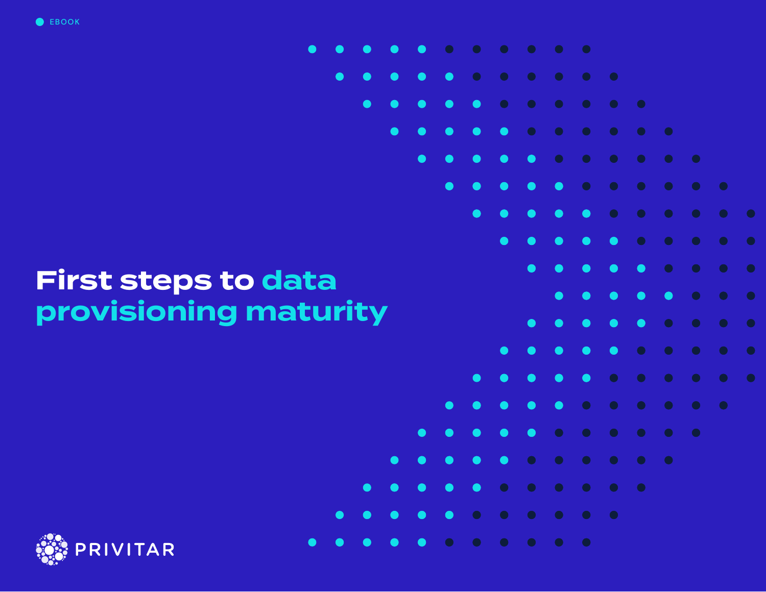EBOOK

# First steps to data provisioning maturity

PRIVITAR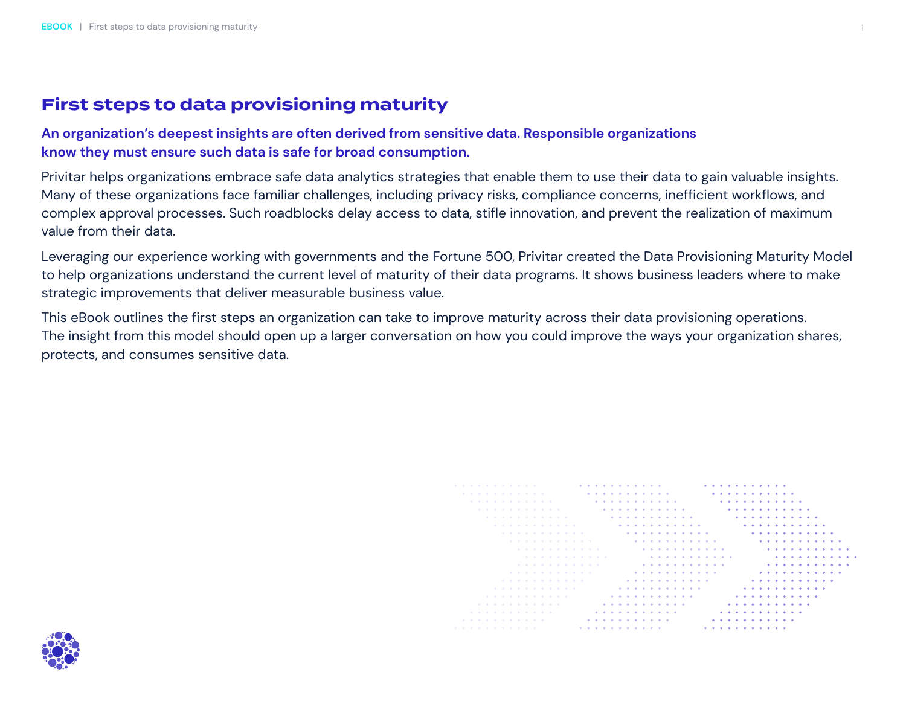# First steps to data provisioning maturity

**An organization's deepest insights are often derived from sensitive data. Responsible organizations know they must ensure such data is safe for broad consumption.**

Privitar helps organizations embrace safe data analytics strategies that enable them to use their data to gain valuable insights. Many of these organizations face familiar challenges, including privacy risks, compliance concerns, inefficient workflows, and complex approval processes. Such roadblocks delay access to data, stifle innovation, and prevent the realization of maximum value from their data.

Leveraging our experience working with governments and the Fortune 500, Privitar created the Data Provisioning Maturity Model to help organizations understand the current level of maturity of their data programs. It shows business leaders where to make strategic improvements that deliver measurable business value.

This eBook outlines the first steps an organization can take to improve maturity across their data provisioning operations. The insight from this model should open up a larger conversation on how you could improve the ways your organization shares, protects, and consumes sensitive data.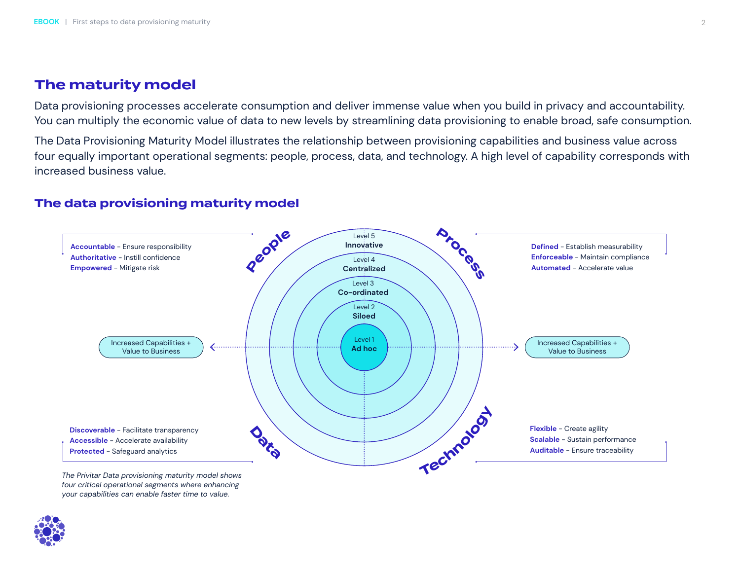## The maturity model

Data provisioning processes accelerate consumption and deliver immense value when you build in privacy and accountability. You can multiply the economic value of data to new levels by streamlining data provisioning to enable broad, safe consumption.

The Data Provisioning Maturity Model illustrates the relationship between provisioning capabilities and business value across four equally important operational segments: people, process, data, and technology. A high level of capability corresponds with increased business value.

### The data provisioning maturity model

**People**

- **Accountable** - Ensure responsibility
- **Authoritative** - Instill confidence
- **Empowered** - Mitigate risk

**Process**

- **Defined** - Establish measurability
- **Enforceable** - Maintain compliance
- **Automated** - Accelerate value

**Data**

- **Discoverable** - Facilitate transparency
- **Accessible** - Accelerate availability
- **Protected** - Safeguard analytics

**Technology**

- **Flexible** - Create agility
- **Scalable** - Sustain performance
- **Auditable** - Ensure traceability

Level 5 **Innovative**

Level 4 **Centralized**

Level 3 **Co-ordinated**

Level 2 **Siloed**

Level 1 **Ad hoc**

Increased Capabilities + Value to Business

*The Privitar Data provisioning maturity model shows four critical operational segments where enhancing your capabilities can enable faster time to value.*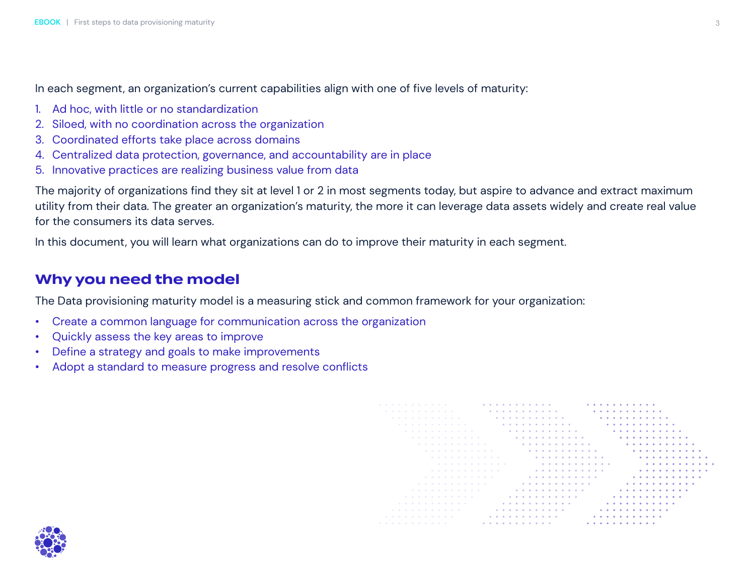In each segment, an organization's current capabilities align with one of five levels of maturity:

1. Ad hoc, with little or no standardization
2. Siloed, with no coordination across the organization
3. Coordinated efforts take place across domains
4. Centralized data protection, governance, and accountability are in place
5. Innovative practices are realizing business value from data

The majority of organizations find they sit at level 1 or 2 in most segments today, but aspire to advance and extract maximum utility from their data. The greater an organization's maturity, the more it can leverage data assets widely and create real value for the consumers its data serves.

In this document, you will learn what organizations can do to improve their maturity in each segment.

## Why you need the model

The Data provisioning maturity model is a measuring stick and common framework for your organization:

- Create a common language for communication across the organization
- Quickly assess the key areas to improve
- Define a strategy and goals to make improvements
- Adopt a standard to measure progress and resolve conflicts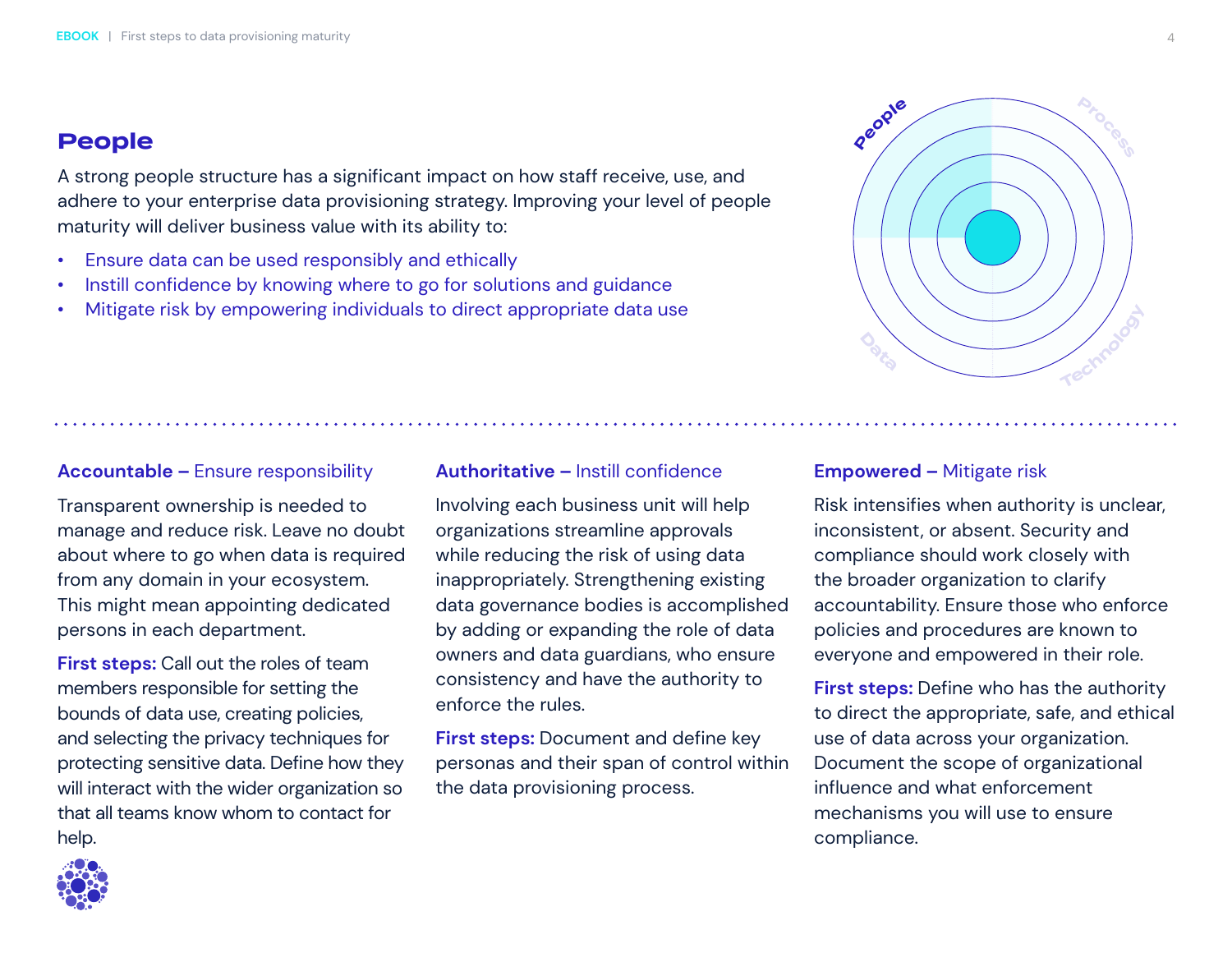# People

A strong people structure has a significant impact on how staff receive, use, and adhere to your enterprise data provisioning strategy. Improving your level of people maturity will deliver business value with its ability to:

- Ensure data can be used responsibly and ethically
- Instill confidence by knowing where to go for solutions and guidance
- Mitigate risk by empowering individuals to direct appropriate data use

### **Accountable –** Ensure responsibility

Transparent ownership is needed to manage and reduce risk. Leave no doubt about where to go when data is required from any domain in your ecosystem. This might mean appointing dedicated persons in each department.

**First steps:** Call out the roles of team members responsible for setting the bounds of data use, creating policies, and selecting the privacy techniques for protecting sensitive data. Define how they will interact with the wider organization so that all teams know whom to contact for help.

### **Authoritative –** Instill confidence

Involving each business unit will help organizations streamline approvals while reducing the risk of using data inappropriately. Strengthening existing data governance bodies is accomplished by adding or expanding the role of data owners and data guardians, who ensure consistency and have the authority to enforce the rules.

**First steps:** Document and define key personas and their span of control within the data provisioning process.

### **Empowered –** Mitigate risk

Risk intensifies when authority is unclear, inconsistent, or absent. Security and compliance should work closely with the broader organization to clarify accountability. Ensure those who enforce policies and procedures are known to everyone and empowered in their role.

**First steps:** Define who has the authority to direct the appropriate, safe, and ethical use of data across your organization. Document the scope of organizational influence and what enforcement mechanisms you will use to ensure compliance.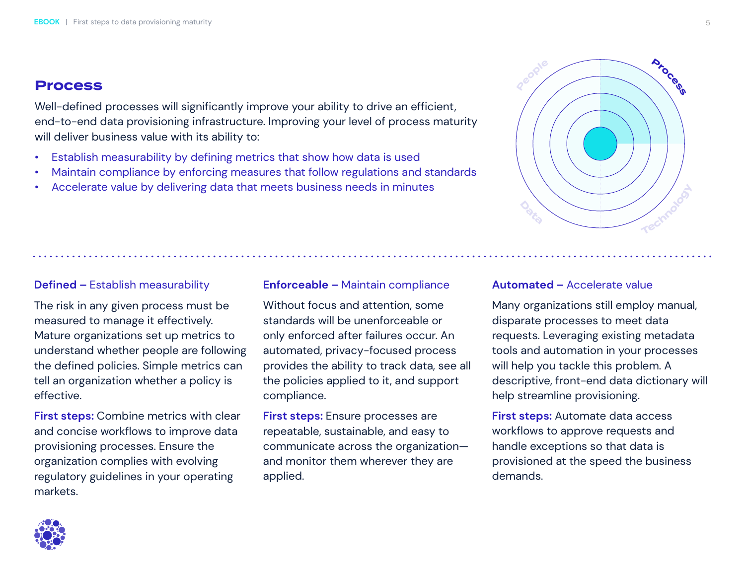# Process

Well-defined processes will significantly improve your ability to drive an efficient, end-to-end data provisioning infrastructure. Improving your level of process maturity will deliver business value with its ability to:

- Establish measurability by defining metrics that show how data is used
- Maintain compliance by enforcing measures that follow regulations and standards
- Accelerate value by delivering data that meets business needs in minutes

### **Defined –** Establish measurability

The risk in any given process must be measured to manage it effectively. Mature organizations set up metrics to understand whether people are following the defined policies. Simple metrics can tell an organization whether a policy is effective.

**First steps:** Combine metrics with clear and concise workflows to improve data provisioning processes. Ensure the organization complies with evolving regulatory guidelines in your operating markets.

### **Enforceable –** Maintain compliance

Without focus and attention, some standards will be unenforceable or only enforced after failures occur. An automated, privacy-focused process provides the ability to track data, see all the policies applied to it, and support compliance.

**First steps:** Ensure processes are repeatable, sustainable, and easy to communicate across the organization—and monitor them wherever they are applied.

### **Automated –** Accelerate value

Many organizations still employ manual, disparate processes to meet data requests. Leveraging existing metadata tools and automation in your processes will help you tackle this problem. A descriptive, front-end data dictionary will help streamline provisioning.

**First steps:** Automate data access workflows to approve requests and handle exceptions so that data is provisioned at the speed the business demands.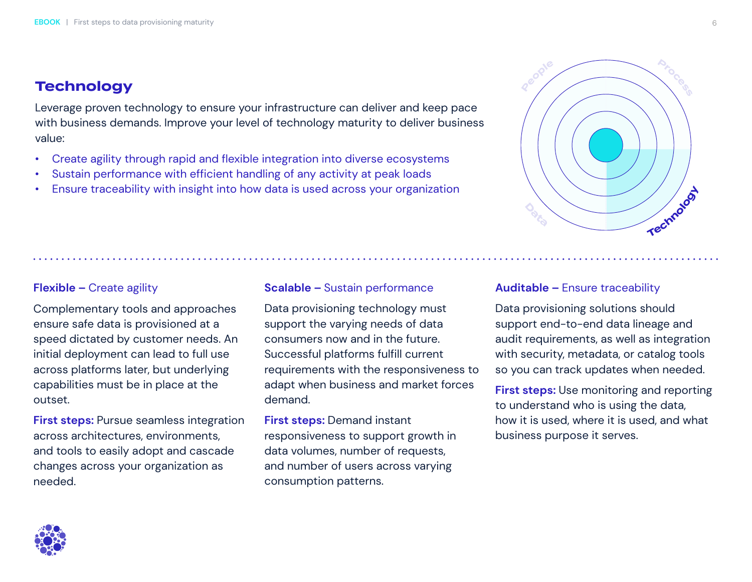## Technology

Leverage proven technology to ensure your infrastructure can deliver and keep pace with business demands. Improve your level of technology maturity to deliver business value:

- Create agility through rapid and flexible integration into diverse ecosystems
- Sustain performance with efficient handling of any activity at peak loads
- Ensure traceability with insight into how data is used across your organization

### **Flexible –** Create agility

Complementary tools and approaches ensure safe data is provisioned at a speed dictated by customer needs. An initial deployment can lead to full use across platforms later, but underlying capabilities must be in place at the outset.

**First steps:** Pursue seamless integration across architectures, environments, and tools to easily adopt and cascade changes across your organization as needed.

### **Scalable –** Sustain performance

Data provisioning technology must support the varying needs of data consumers now and in the future. Successful platforms fulfill current requirements with the responsiveness to adapt when business and market forces demand.

**First steps:** Demand instant responsiveness to support growth in data volumes, number of requests, and number of users across varying consumption patterns.

### **Auditable –** Ensure traceability

Data provisioning solutions should support end-to-end data lineage and audit requirements, as well as integration with security, metadata, or catalog tools so you can track updates when needed.

**First steps:** Use monitoring and reporting to understand who is using the data, how it is used, where it is used, and what business purpose it serves.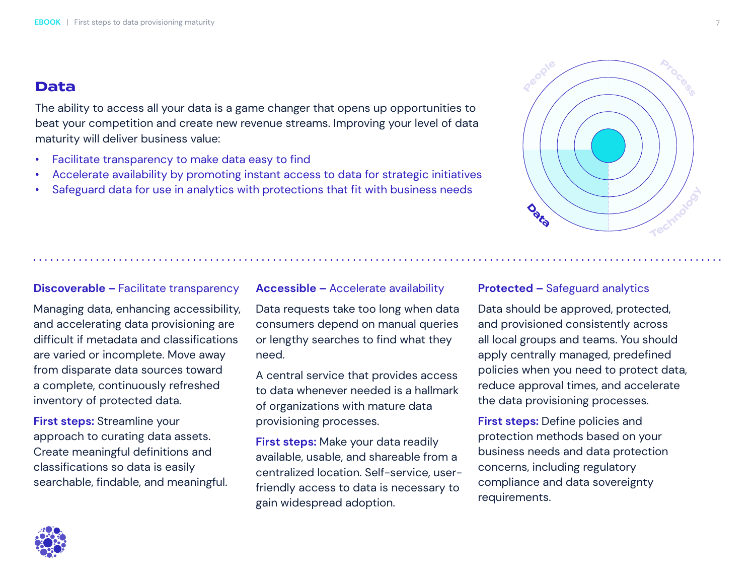## Data

The ability to access all your data is a game changer that opens up opportunities to beat your competition and create new revenue streams. Improving your level of data maturity will deliver business value:

- Facilitate transparency to make data easy to find
- Accelerate availability by promoting instant access to data for strategic initiatives
- Safeguard data for use in analytics with protections that fit with business needs

**Discoverable –** Facilitate transparency

Managing data, enhancing accessibility, and accelerating data provisioning are difficult if metadata and classifications are varied or incomplete. Move away from disparate data sources toward a complete, continuously refreshed inventory of protected data.

**First steps:** Streamline your approach to curating data assets. Create meaningful definitions and classifications so data is easily searchable, findable, and meaningful.

**Accessible –** Accelerate availability

Data requests take too long when data consumers depend on manual queries or lengthy searches to find what they need.

A central service that provides access to data whenever needed is a hallmark of organizations with mature data provisioning processes.

**First steps:** Make your data readily available, usable, and shareable from a centralized location. Self-service, user-friendly access to data is necessary to gain widespread adoption.

**Protected –** Safeguard analytics

Data should be approved, protected, and provisioned consistently across all local groups and teams. You should apply centrally managed, predefined policies when you need to protect data, reduce approval times, and accelerate the data provisioning processes.

**First steps:** Define policies and protection methods based on your business needs and data protection concerns, including regulatory compliance and data sovereignty requirements.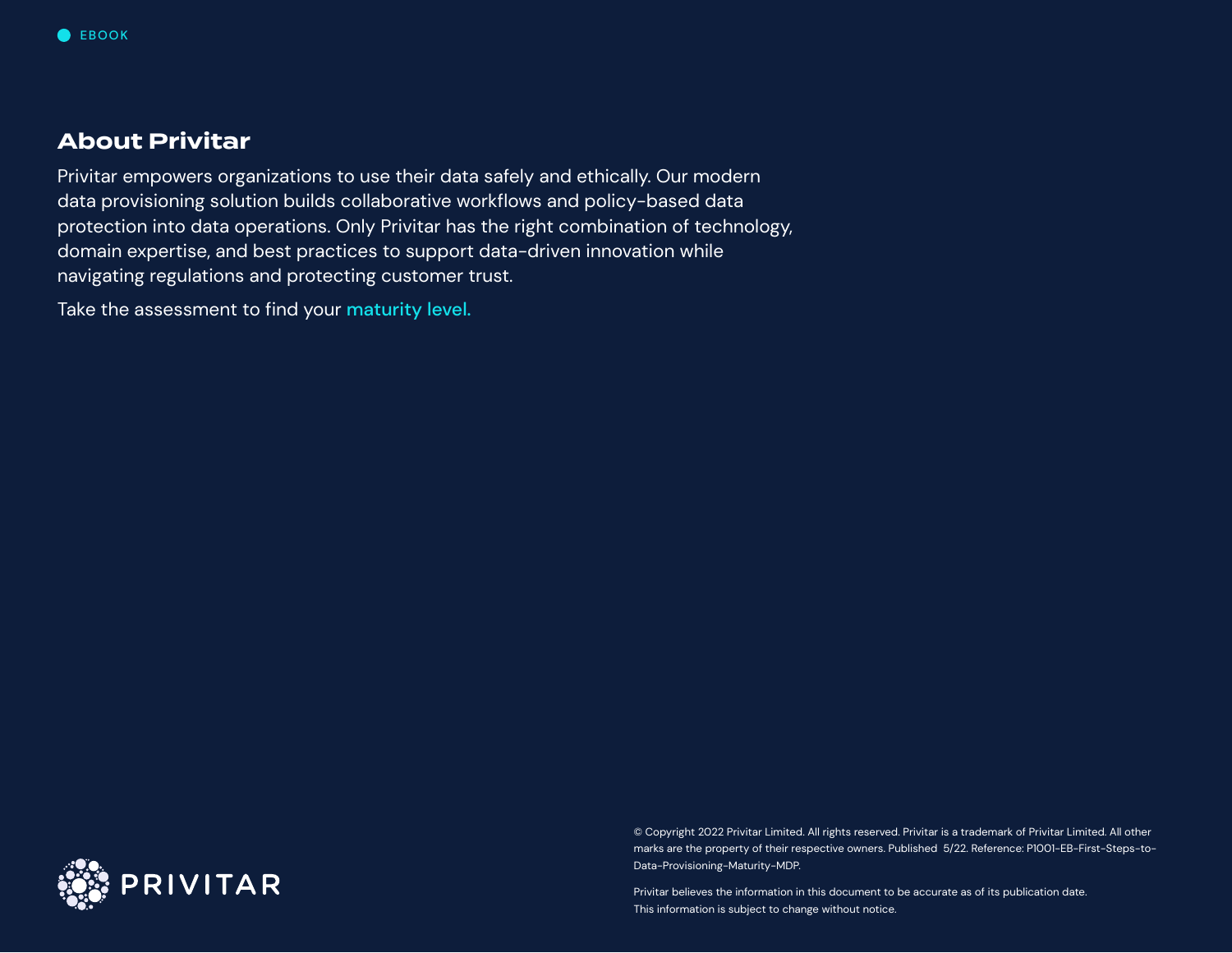EBOOK

## About Privitar

Privitar empowers organizations to use their data safely and ethically. Our modern data provisioning solution builds collaborative workflows and policy-based data protection into data operations. Only Privitar has the right combination of technology, domain expertise, and best practices to support data-driven innovation while navigating regulations and protecting customer trust.

Take the assessment to find your maturity level.

PRIVITAR

© Copyright 2022 Privitar Limited. All rights reserved. Privitar is a trademark of Privitar Limited. All other marks are the property of their respective owners. Published 5/22. Reference: P1001-EB-First-Steps-to-Data-Provisioning-Maturity-MDP.

Privitar believes the information in this document to be accurate as of its publication date. This information is subject to change without notice.